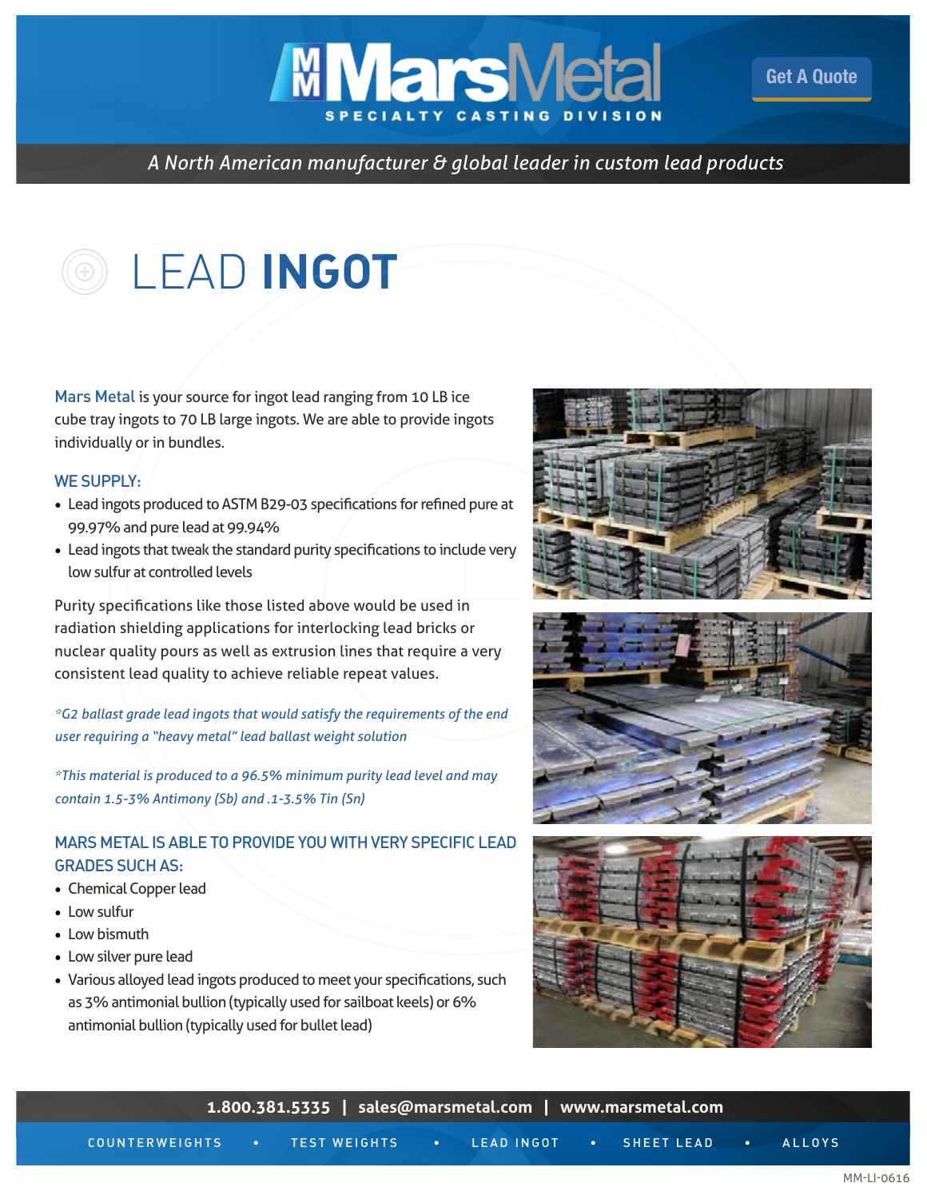# MarsMetal

SPECIALTY CASTING DIVISION

Get A Quote

*A North American manufacturer & global leader in custom lead products*

# LEAD INGOT

Mars Metal is your source for ingot lead ranging from 10 LB ice cube tray ingots to 70 LB large ingots. We are able to provide ingots individually or in bundles.

## WE SUPPLY:

- Lead ingots produced to ASTM B29-03 specifications for refined pure at 99.97% and pure lead at 99.94%
- Lead ingots that tweak the standard purity specifications to include very low sulfur at controlled levels

Purity specifications like those listed above would be used in radiation shielding applications for interlocking lead bricks or nuclear quality pours as well as extrusion lines that require a very consistent lead quality to achieve reliable repeat values.

*\*G2 ballast grade lead ingots that would satisfy the requirements of the end user requiring a "heavy metal" lead ballast weight solution*

*\*This material is produced to a 96.5% minimum purity lead level and may contain 1.5-3% Antimony (Sb) and .1-3.5% Tin (Sn)*

## MARS METAL IS ABLE TO PROVIDE YOU WITH VERY SPECIFIC LEAD GRADES SUCH AS:

- Chemical Copper lead
- Low sulfur
- Low bismuth
- Low silver pure lead
- Various alloyed lead ingots produced to meet your specifications, such as 3% antimonial bullion (typically used for sailboat keels) or 6% antimonial bullion (typically used for bullet lead)

**1.800.381.5335 | sales@marsmetal.com | www.marsmetal.com**

COUNTERWEIGHTS • TEST WEIGHTS • LEAD INGOT • SHEET LEAD • ALLOYS

MM-LI-0616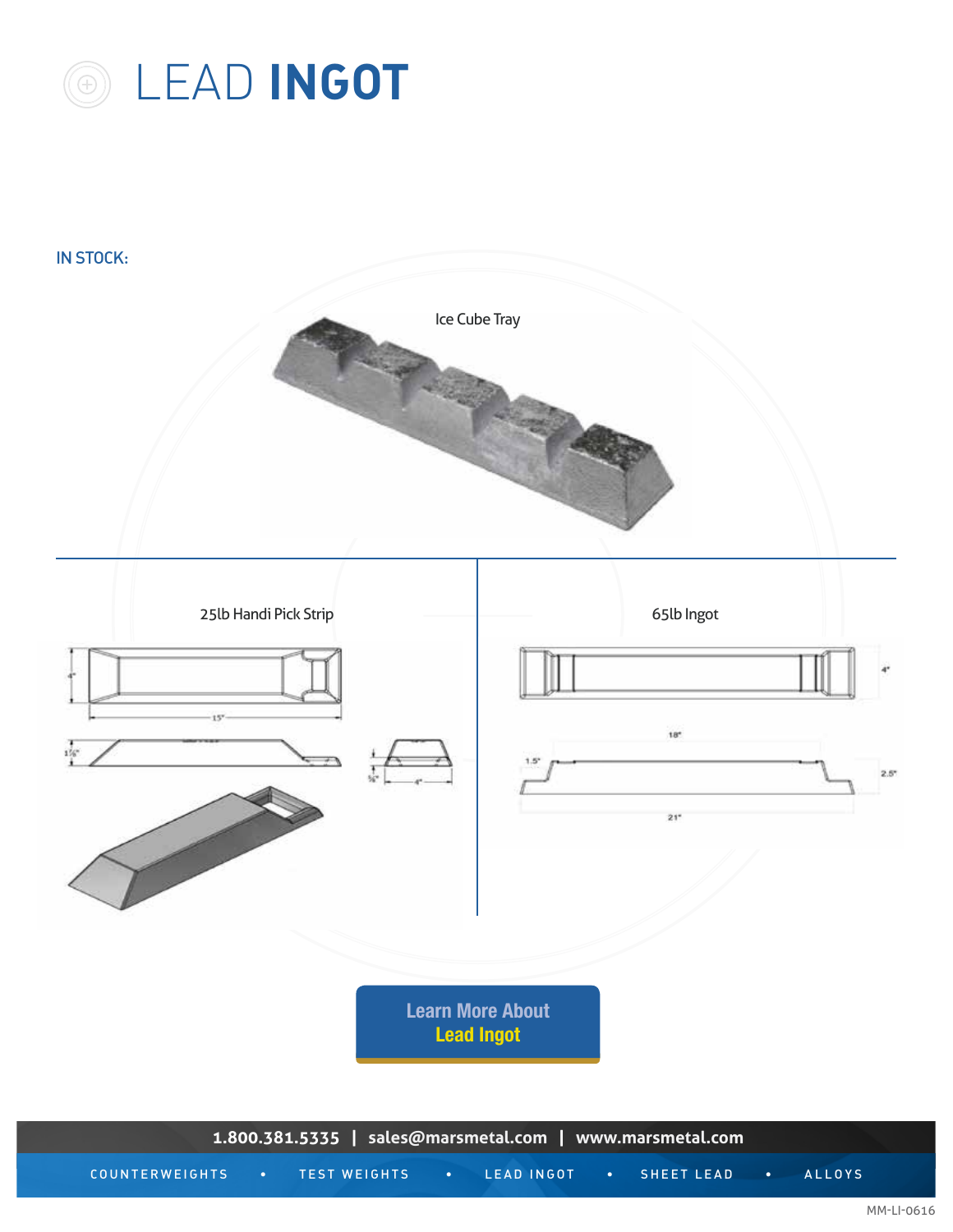# LEAD **INGOT**

IN STOCK:

Ice Cube Tray

25lb Handi Pick Strip

4"

15"

1⅞"

⅝"

4"

65lb Ingot

4"

18"

1.5"

2.5"

21"

Learn More About
Lead Ingot

1.800.381.5335 | sales@marsmetal.com | www.marsmetal.com

COUNTERWEIGHTS • TEST WEIGHTS • LEAD INGOT • SHEET LEAD • ALLOYS

MM-LI-0616